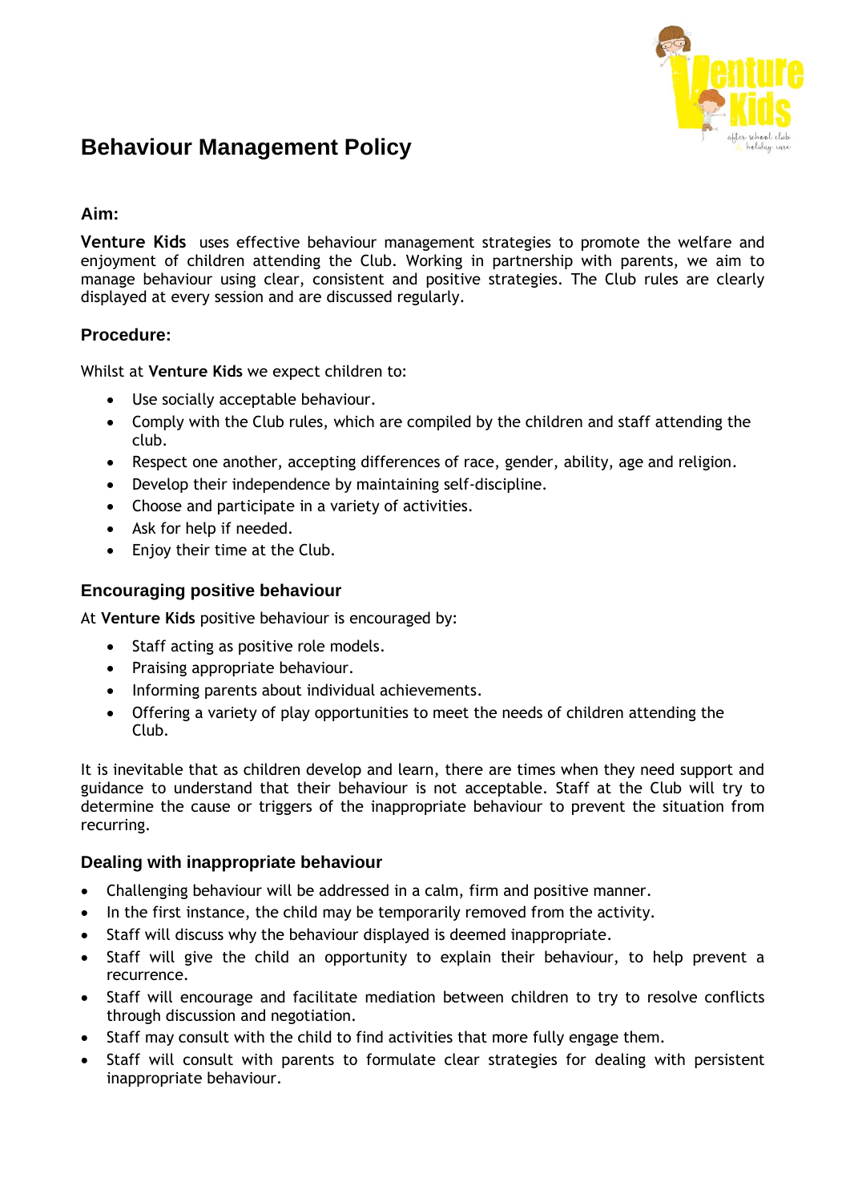# Behaviour Management Policy

### Aim:

**Venture Kids** uses effective behaviour management strategies to promote the welfare and enjoyment of children attending the Club. Working in partnership with parents, we aim to manage behaviour using clear, consistent and positive strategies. The Club rules are clearly displayed at every session and are discussed regularly.

### Procedure:

Whilst at **Venture Kids** we expect children to:

- Use socially acceptable behaviour.
- Comply with the Club rules, which are compiled by the children and staff attending the club.
- Respect one another, accepting differences of race, gender, ability, age and religion.
- Develop their independence by maintaining self-discipline.
- Choose and participate in a variety of activities.
- Ask for help if needed.
- Enjoy their time at the Club.

### Encouraging positive behaviour

At **Venture Kids** positive behaviour is encouraged by:

- Staff acting as positive role models.
- Praising appropriate behaviour.
- Informing parents about individual achievements.
- Offering a variety of play opportunities to meet the needs of children attending the Club.

It is inevitable that as children develop and learn, there are times when they need support and guidance to understand that their behaviour is not acceptable. Staff at the Club will try to determine the cause or triggers of the inappropriate behaviour to prevent the situation from recurring.

### Dealing with inappropriate behaviour

- Challenging behaviour will be addressed in a calm, firm and positive manner.
- In the first instance, the child may be temporarily removed from the activity.
- Staff will discuss why the behaviour displayed is deemed inappropriate.
- Staff will give the child an opportunity to explain their behaviour, to help prevent a recurrence.
- Staff will encourage and facilitate mediation between children to try to resolve conflicts through discussion and negotiation.
- Staff may consult with the child to find activities that more fully engage them.
- Staff will consult with parents to formulate clear strategies for dealing with persistent inappropriate behaviour.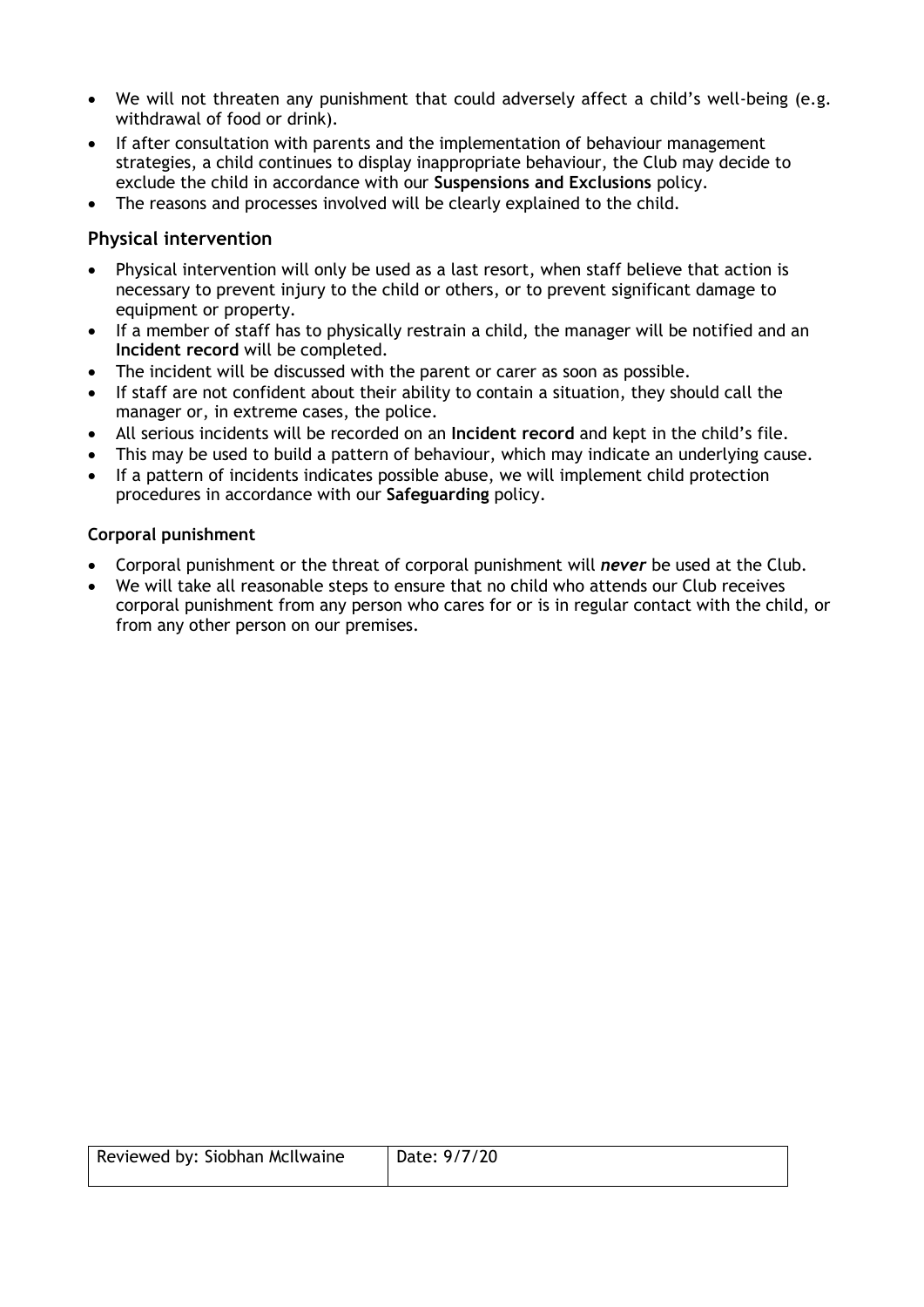- We will not threaten any punishment that could adversely affect a child's well-being (e.g. withdrawal of food or drink).
- If after consultation with parents and the implementation of behaviour management strategies, a child continues to display inappropriate behaviour, the Club may decide to exclude the child in accordance with our **Suspensions and Exclusions** policy.
- The reasons and processes involved will be clearly explained to the child.

## Physical intervention

- Physical intervention will only be used as a last resort, when staff believe that action is necessary to prevent injury to the child or others, or to prevent significant damage to equipment or property.
- If a member of staff has to physically restrain a child, the manager will be notified and an **Incident record** will be completed.
- The incident will be discussed with the parent or carer as soon as possible.
- If staff are not confident about their ability to contain a situation, they should call the manager or, in extreme cases, the police.
- All serious incidents will be recorded on an **Incident record** and kept in the child's file.
- This may be used to build a pattern of behaviour, which may indicate an underlying cause.
- If a pattern of incidents indicates possible abuse, we will implement child protection procedures in accordance with our **Safeguarding** policy.

### Corporal punishment

- Corporal punishment or the threat of corporal punishment will ***never*** be used at the Club.
- We will take all reasonable steps to ensure that no child who attends our Club receives corporal punishment from any person who cares for or is in regular contact with the child, or from any other person on our premises.

| | |
|---|---|
| Reviewed by: Siobhan McIlwaine | Date: 9/7/20 |